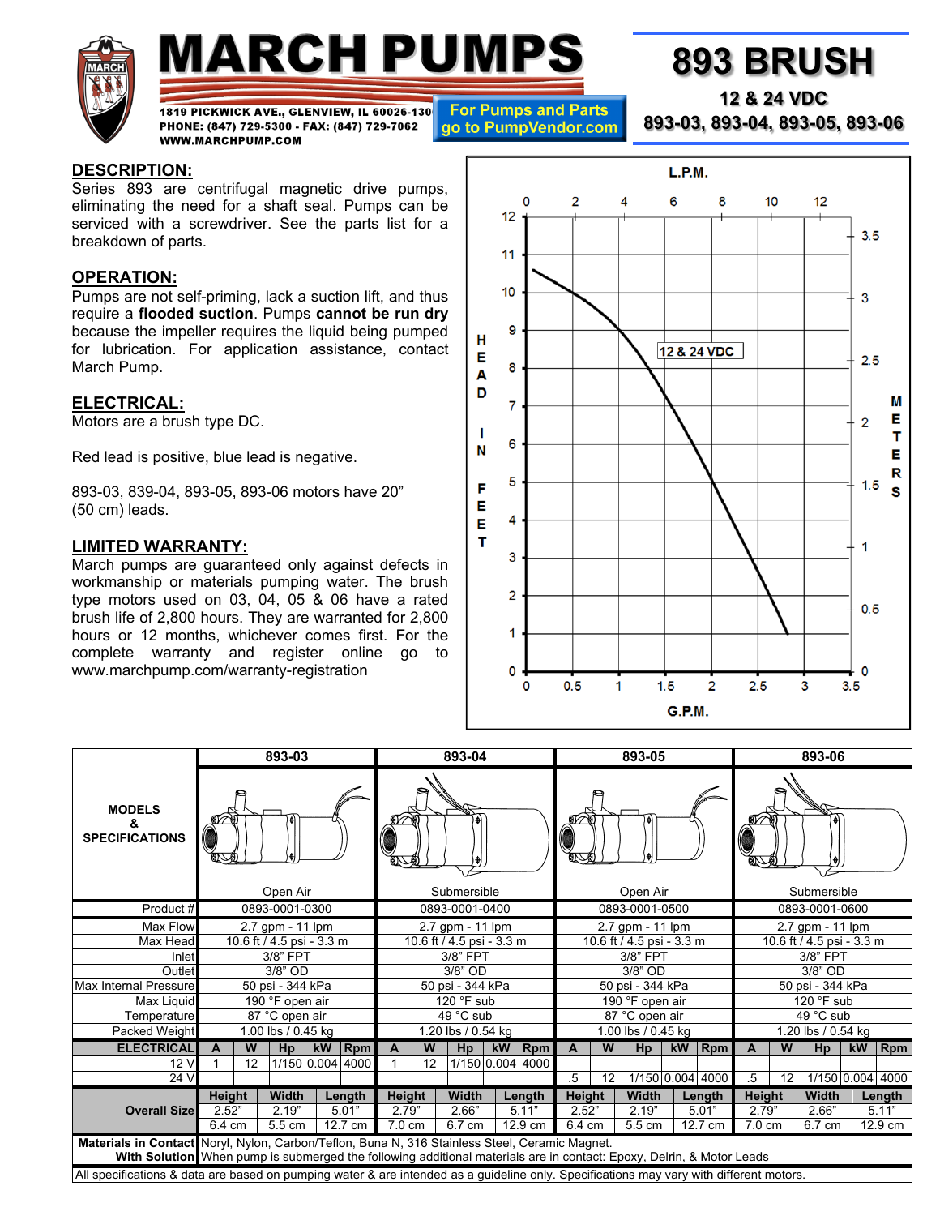# MARCH PUMPS

1819 PICKWICK AVE., GLENVIEW, IL 60026-1306
PHONE: (847) 729-5300 - FAX: (847) 729-7062
WWW.MARCHPUMP.COM

For Pumps and Parts go to PumpVendor.com

# 893 BRUSH

**12 & 24 VDC**

**893-03, 893-04, 893-05, 893-06**

## DESCRIPTION:

Series 893 are centrifugal magnetic drive pumps, eliminating the need for a shaft seal. Pumps can be serviced with a screwdriver. See the parts list for a breakdown of parts.

## OPERATION:

Pumps are not self-priming, lack a suction lift, and thus require a **flooded suction**. Pumps **cannot be run dry** because the impeller requires the liquid being pumped for lubrication. For application assistance, contact March Pump.

## ELECTRICAL:

Motors are a brush type DC.

Red lead is positive, blue lead is negative.

893-03, 839-04, 893-05, 893-06 motors have 20" (50 cm) leads.

## LIMITED WARRANTY:

March pumps are guaranteed only against defects in workmanship or materials pumping water. The brush type motors used on 03, 04, 05 & 06 have a rated brush life of 2,800 hours. They are warranted for 2,800 hours or 12 months, whichever comes first. For the complete warranty and register online go to www.marchpump.com/warranty-registration

| MODELS & SPECIFICATIONS | 893-03 | | | | | 893-04 | | | | | 893-05 | | | | | 893-06 | | | | |
|---|---|---|---|---|---|---|---|---|---|---|---|---|---|---|---|---|---|---|---|---|
| | Open Air | | | | | Submersible | | | | | Open Air | | | | | Submersible | | | | |
| Product # | 0893-0001-0300 | | | | | 0893-0001-0400 | | | | | 0893-0001-0500 | | | | | 0893-0001-0600 | | | | |
| Max Flow | 2.7 gpm - 11 lpm | | | | | 2.7 gpm - 11 lpm | | | | | 2.7 gpm - 11 lpm | | | | | 2.7 gpm - 11 lpm | | | | |
| Max Head | 10.6 ft / 4.5 psi - 3.3 m | | | | | 10.6 ft / 4.5 psi - 3.3 m | | | | | 10.6 ft / 4.5 psi - 3.3 m | | | | | 10.6 ft / 4.5 psi - 3.3 m | | | | |
| Inlet | 3/8" FPT | | | | | 3/8" FPT | | | | | 3/8" FPT | | | | | 3/8" FPT | | | | |
| Outlet | 3/8" OD | | | | | 3/8" OD | | | | | 3/8" OD | | | | | 3/8" OD | | | | |
| Max Internal Pressure | 50 psi - 344 kPa | | | | | 50 psi - 344 kPa | | | | | 50 psi - 344 kPa | | | | | 50 psi - 344 kPa | | | | |
| Max Liquid Temperature | 190 °F open air / 87 °C open air | | | | | 120 °F sub / 49 °C sub | | | | | 190 °F open air / 87 °C open air | | | | | 120 °F sub / 49 °C sub | | | | |
| Packed Weight | 1.00 lbs / 0.45 kg | | | | | 1.20 lbs / 0.54 kg | | | | | 1.00 lbs / 0.45 kg | | | | | 1.20 lbs / 0.54 kg | | | | |
| ELECTRICAL | A | W | Hp | kW | Rpm | A | W | Hp | kW | Rpm | A | W | Hp | kW | Rpm | A | W | Hp | kW | Rpm |
| 12 V | 1 | 12 | 1/150 | 0.004 | 4000 | 1 | 12 | 1/150 | 0.004 | 4000 | | | | | | | | | | |
| 24 V | | | | | | | | | | | .5 | 12 | 1/150 | 0.004 | 4000 | .5 | 12 | 1/150 | 0.004 | 4000 |
| Overall Size | Height | Width | Length | | | Height | Width | Length | | | Height | Width | Length | | | Height | Width | Length | | |
| | 2.52" | 2.19" | 5.01" | | | 2.79" | 2.66" | 5.11" | | | 2.52" | 2.19" | 5.01" | | | 2.79" | 2.66" | 5.11" | | |
| | 6.4 cm | 5.5 cm | 12.7 cm | | | 7.0 cm | 6.7 cm | 12.9 cm | | | 6.4 cm | 5.5 cm | 12.7 cm | | | 7.0 cm | 6.7 cm | 12.9 cm | | |
| Materials in Contact With Solution | Noryl, Nylon, Carbon/Teflon, Buna N, 316 Stainless Steel, Ceramic Magnet. When pump is submerged the following additional materials are in contact: Epoxy, Delrin, & Motor Leads | | | | | | | | | | | | | | | | | | | |

All specifications & data are based on pumping water & are intended as a guideline only. Specifications may vary with different motors.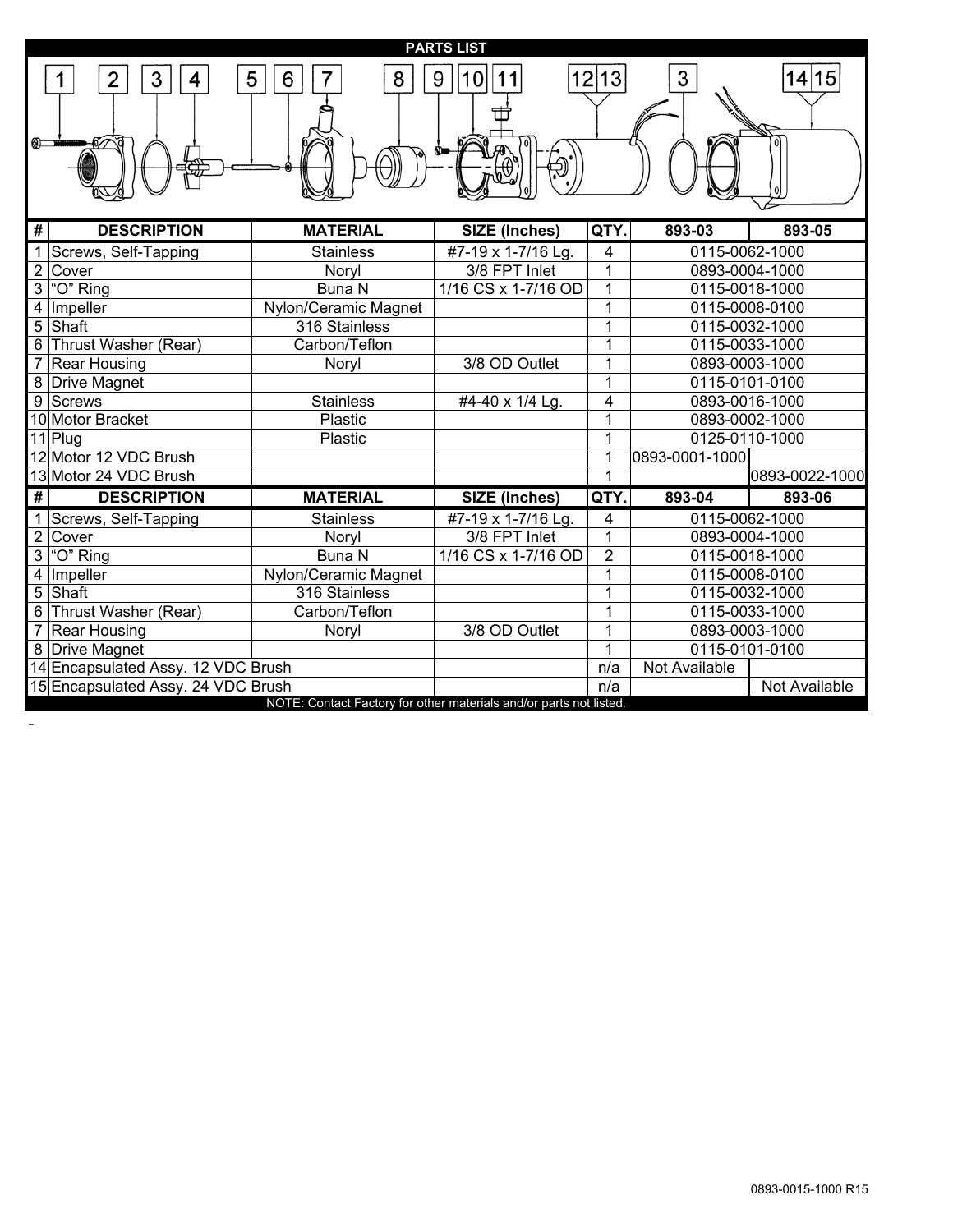## PARTS LIST

| # | DESCRIPTION | MATERIAL | SIZE (Inches) | QTY. | 893-03 | 893-05 |
|---|---|---|---|---|---|---|
| 1 | Screws, Self-Tapping | Stainless | #7-19 x 1-7/16 Lg. | 4 | 0115-0062-1000 | |
| 2 | Cover | Noryl | 3/8 FPT Inlet | 1 | 0893-0004-1000 | |
| 3 | "O" Ring | Buna N | 1/16 CS x 1-7/16 OD | 1 | 0115-0018-1000 | |
| 4 | Impeller | Nylon/Ceramic Magnet | | 1 | 0115-0008-0100 | |
| 5 | Shaft | 316 Stainless | | 1 | 0115-0032-1000 | |
| 6 | Thrust Washer (Rear) | Carbon/Teflon | | 1 | 0115-0033-1000 | |
| 7 | Rear Housing | Noryl | 3/8 OD Outlet | 1 | 0893-0003-1000 | |
| 8 | Drive Magnet | | | 1 | 0115-0101-0100 | |
| 9 | Screws | Stainless | #4-40 x 1/4 Lg. | 4 | 0893-0016-1000 | |
| 10 | Motor Bracket | Plastic | | 1 | 0893-0002-1000 | |
| 11 | Plug | Plastic | | 1 | 0125-0110-1000 | |
| 12 | Motor 12 VDC Brush | | | 1 | 0893-0001-1000 | |
| 13 | Motor 24 VDC Brush | | | 1 | | 0893-0022-1000 |
| **#** | **DESCRIPTION** | **MATERIAL** | **SIZE (Inches)** | **QTY.** | **893-04** | **893-06** |
| 1 | Screws, Self-Tapping | Stainless | #7-19 x 1-7/16 Lg. | 4 | 0115-0062-1000 | |
| 2 | Cover | Noryl | 3/8 FPT Inlet | 1 | 0893-0004-1000 | |
| 3 | "O" Ring | Buna N | 1/16 CS x 1-7/16 OD | 2 | 0115-0018-1000 | |
| 4 | Impeller | Nylon/Ceramic Magnet | | 1 | 0115-0008-0100 | |
| 5 | Shaft | 316 Stainless | | 1 | 0115-0032-1000 | |
| 6 | Thrust Washer (Rear) | Carbon/Teflon | | 1 | 0115-0033-1000 | |
| 7 | Rear Housing | Noryl | 3/8 OD Outlet | 1 | 0893-0003-1000 | |
| 8 | Drive Magnet | | | 1 | 0115-0101-0100 | |
| 14 | Encapsulated Assy. 12 VDC Brush | | | n/a | Not Available | |
| 15 | Encapsulated Assy. 24 VDC Brush | | | n/a | | Not Available |

NOTE: Contact Factory for other materials and/or parts not listed.

0893-0015-1000 R15